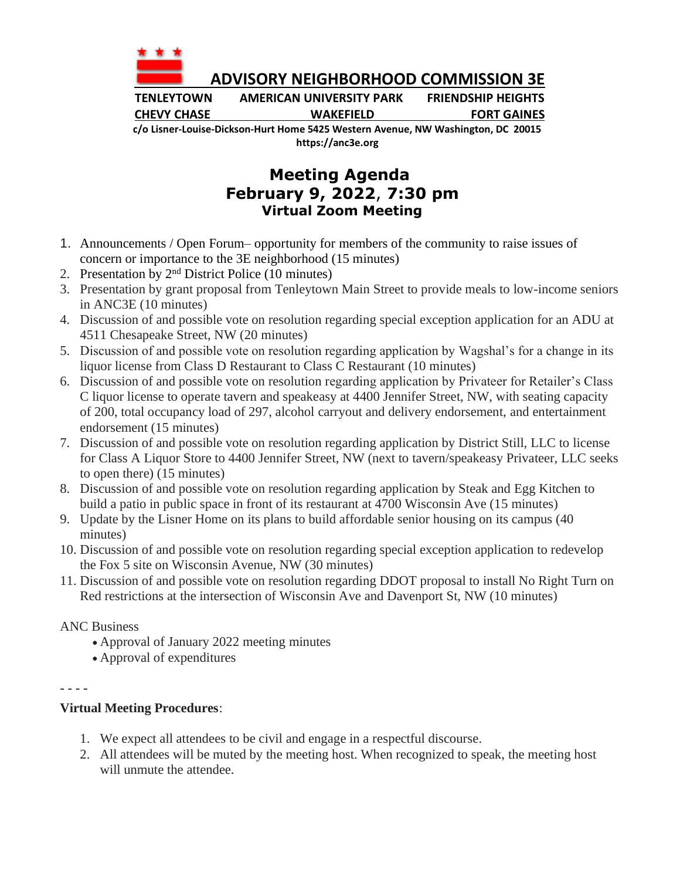# ADVISORY NEIGHBORHOOD COMMISSION 3E

**TENLEYTOWN AMERICAN UNIVERSITY PARK FRIENDSHIP HEIGHTS**
**CHEVY CHASE WAKEFIELD FORT GAINES**

**c/o Lisner-Louise-Dickson-Hurt Home 5425 Western Avenue, NW Washington, DC 20015**
**https://anc3e.org**

## Meeting Agenda
## February 9, 2022, 7:30 pm
### Virtual Zoom Meeting

1. Announcements / Open Forum– opportunity for members of the community to raise issues of concern or importance to the 3E neighborhood (15 minutes)
2. Presentation by 2nd District Police (10 minutes)
3. Presentation by grant proposal from Tenleytown Main Street to provide meals to low-income seniors in ANC3E (10 minutes)
4. Discussion of and possible vote on resolution regarding special exception application for an ADU at 4511 Chesapeake Street, NW (20 minutes)
5. Discussion of and possible vote on resolution regarding application by Wagshal's for a change in its liquor license from Class D Restaurant to Class C Restaurant (10 minutes)
6. Discussion of and possible vote on resolution regarding application by Privateer for Retailer's Class C liquor license to operate tavern and speakeasy at 4400 Jennifer Street, NW, with seating capacity of 200, total occupancy load of 297, alcohol carryout and delivery endorsement, and entertainment endorsement (15 minutes)
7. Discussion of and possible vote on resolution regarding application by District Still, LLC to license for Class A Liquor Store to 4400 Jennifer Street, NW (next to tavern/speakeasy Privateer, LLC seeks to open there) (15 minutes)
8. Discussion of and possible vote on resolution regarding application by Steak and Egg Kitchen to build a patio in public space in front of its restaurant at 4700 Wisconsin Ave (15 minutes)
9. Update by the Lisner Home on its plans to build affordable senior housing on its campus (40 minutes)
10. Discussion of and possible vote on resolution regarding special exception application to redevelop the Fox 5 site on Wisconsin Avenue, NW (30 minutes)
11. Discussion of and possible vote on resolution regarding DDOT proposal to install No Right Turn on Red restrictions at the intersection of Wisconsin Ave and Davenport St, NW (10 minutes)

ANC Business

- Approval of January 2022 meeting minutes
- Approval of expenditures

- - - -

**Virtual Meeting Procedures**:

1. We expect all attendees to be civil and engage in a respectful discourse.
2. All attendees will be muted by the meeting host. When recognized to speak, the meeting host will unmute the attendee.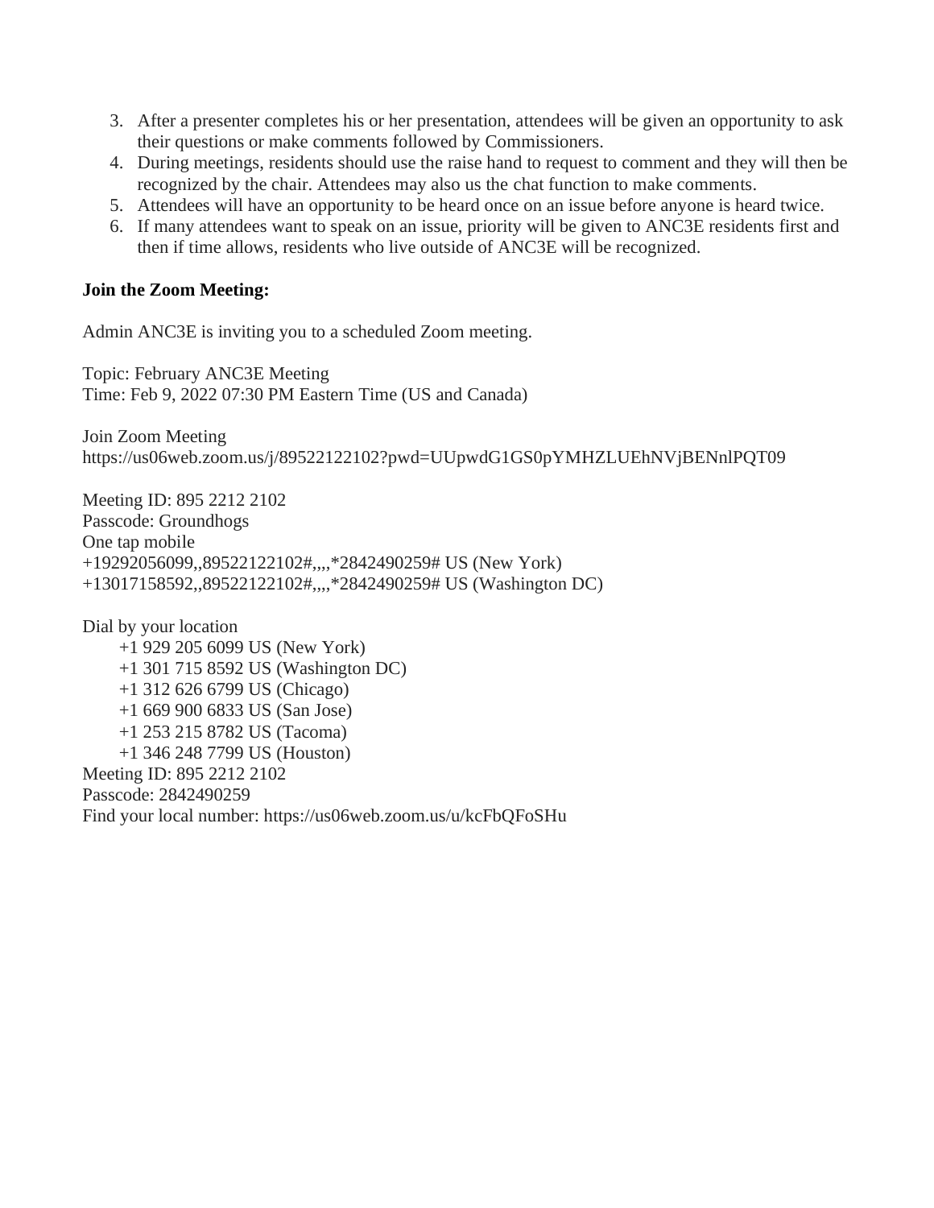3. After a presenter completes his or her presentation, attendees will be given an opportunity to ask their questions or make comments followed by Commissioners.
4. During meetings, residents should use the raise hand to request to comment and they will then be recognized by the chair. Attendees may also us the chat function to make comments.
5. Attendees will have an opportunity to be heard once on an issue before anyone is heard twice.
6. If many attendees want to speak on an issue, priority will be given to ANC3E residents first and then if time allows, residents who live outside of ANC3E will be recognized.

**Join the Zoom Meeting:**

Admin ANC3E is inviting you to a scheduled Zoom meeting.

Topic: February ANC3E Meeting
Time: Feb 9, 2022 07:30 PM Eastern Time (US and Canada)

Join Zoom Meeting
https://us06web.zoom.us/j/89522122102?pwd=UUpwdG1GS0pYMHZLUEhNVjBENnlPQT09

Meeting ID: 895 2212 2102
Passcode: Groundhogs
One tap mobile
+19292056099,,89522122102#,,,,*2842490259# US (New York)
+13017158592,,89522122102#,,,,*2842490259# US (Washington DC)

Dial by your location
+1 929 205 6099 US (New York)
+1 301 715 8592 US (Washington DC)
+1 312 626 6799 US (Chicago)
+1 669 900 6833 US (San Jose)
+1 253 215 8782 US (Tacoma)
+1 346 248 7799 US (Houston)
Meeting ID: 895 2212 2102
Passcode: 2842490259
Find your local number: https://us06web.zoom.us/u/kcFbQFoSHu